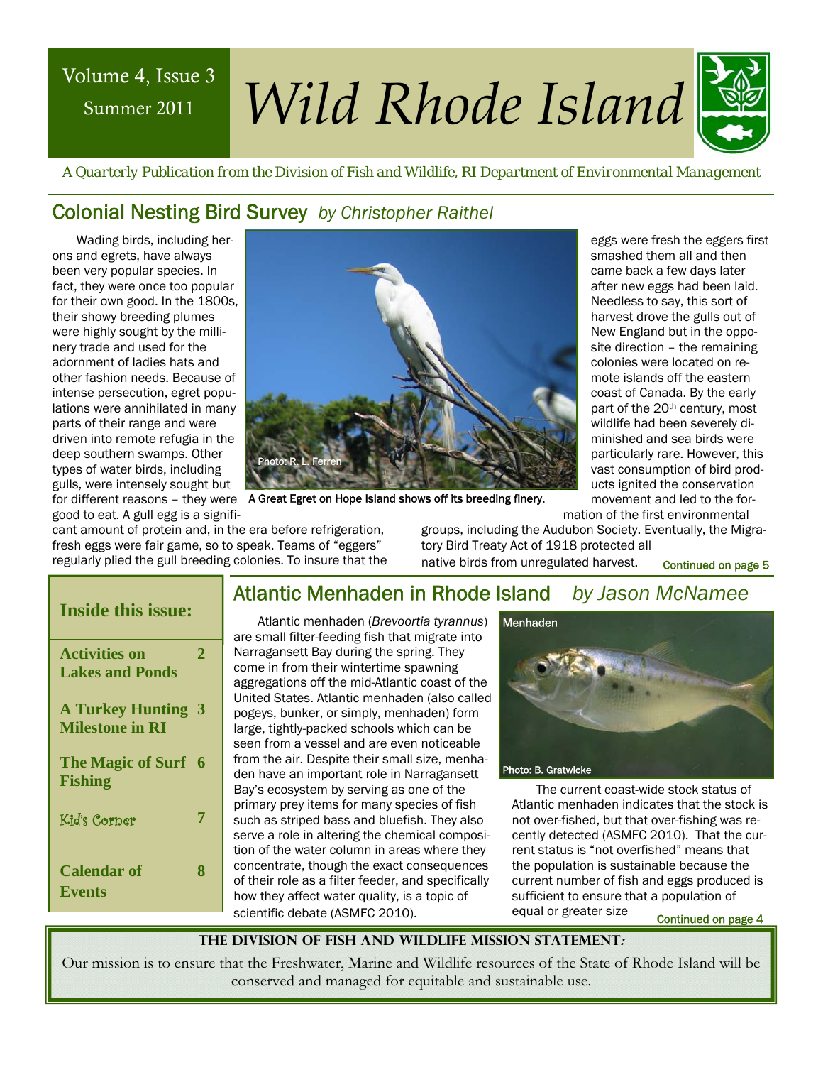Volume 4, Issue 3
Summer 2011

# Wild Rhode Island

*A Quarterly Publication from the Division of Fish and Wildlife, RI Department of Environmental Management*

## Colonial Nesting Bird Survey *by Christopher Raithel*

Wading birds, including herons and egrets, have always been very popular species. In fact, they were once too popular for their own good. In the 1800s, their showy breeding plumes were highly sought by the millinery trade and used for the adornment of ladies hats and other fashion needs. Because of intense persecution, egret populations were annihilated in many parts of their range and were driven into remote refugia in the deep southern swamps. Other types of water birds, including gulls, were intensely sought but for different reasons – they were good to eat. A gull egg is a significant amount of protein and, in the era before refrigeration, fresh eggs were fair game, so to speak. Teams of "eggers" regularly plied the gull breeding colonies. To insure that the eggs were fresh the eggers first smashed them all and then came back a few days later after new eggs had been laid. Needless to say, this sort of harvest drove the gulls out of New England but in the opposite direction – the remaining colonies were located on remote islands off the eastern coast of Canada. By the early part of the 20th century, most wildlife had been severely diminished and sea birds were particularly rare. However, this vast consumption of bird products ignited the conservation movement and led to the formation of the first environmental groups, including the Audubon Society. Eventually, the Migratory Bird Treaty Act of 1918 protected all native birds from unregulated harvest.

Photo: R. L. Ferren

A Great Egret on Hope Island shows off its breeding finery.

Continued on page 5

## Atlantic Menhaden in Rhode Island *by Jason McNamee*

Atlantic menhaden (*Brevoortia tyrannus*) are small filter-feeding fish that migrate into Narragansett Bay during the spring. They come in from their wintertime spawning aggregations off the mid-Atlantic coast of the United States. Atlantic menhaden (also called pogeys, bunker, or simply, menhaden) form large, tightly-packed schools which can be seen from a vessel and are even noticeable from the air. Despite their small size, menhaden have an important role in Narragansett Bay's ecosystem by serving as one of the primary prey items for many species of fish such as striped bass and bluefish. They also serve a role in altering the chemical composition of the water column in areas where they concentrate, though the exact consequences of their role as a filter feeder, and specifically how they affect water quality, is a topic of scientific debate (ASMFC 2010).

Menhaden

Photo: B. Gratwicke

The current coast-wide stock status of Atlantic menhaden indicates that the stock is not over-fished, but that over-fishing was recently detected (ASMFC 2010). That the current status is "not overfished" means that the population is sustainable because the current number of fish and eggs produced is sufficient to ensure that a population of equal or greater size

Continued on page 4

### Inside this issue:

| | |
|---|---|
| Activities on Lakes and Ponds | 2 |
| A Turkey Hunting Milestone in RI | 3 |
| The Magic of Surf Fishing | 6 |
| Kid's Corner | 7 |
| Calendar of Events | 8 |

**THE DIVISION OF FISH AND WILDLIFE MISSION STATEMENT:**

Our mission is to ensure that the Freshwater, Marine and Wildlife resources of the State of Rhode Island will be conserved and managed for equitable and sustainable use.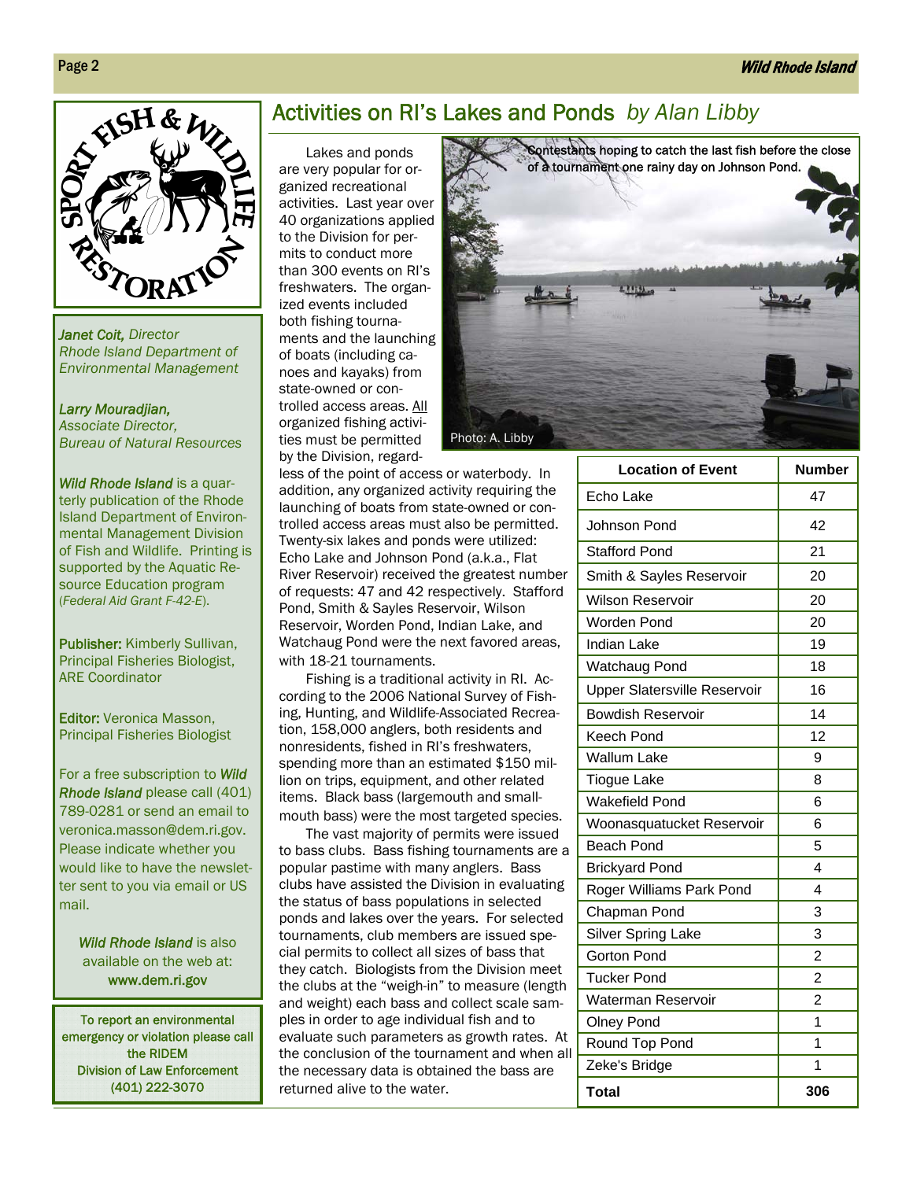## Activities on RI's Lakes and Ponds *by Alan Libby*

Lakes and ponds are very popular for organized recreational activities. Last year over 40 organizations applied to the Division for permits to conduct more than 300 events on RI's freshwaters. The organized events included both fishing tournaments and the launching of boats (including canoes and kayaks) from state-owned or controlled access areas. All organized fishing activities must be permitted by the Division, regardless of the point of access or waterbody. In addition, any organized activity requiring the launching of boats from state-owned or controlled access areas must also be permitted. Twenty-six lakes and ponds were utilized: Echo Lake and Johnson Pond (a.k.a., Flat River Reservoir) received the greatest number of requests: 47 and 42 respectively. Stafford Pond, Smith & Sayles Reservoir, Wilson Reservoir, Worden Pond, Indian Lake, and Watchaug Pond were the next favored areas, with 18-21 tournaments.

Fishing is a traditional activity in RI. According to the 2006 National Survey of Fishing, Hunting, and Wildlife-Associated Recreation, 158,000 anglers, both residents and nonresidents, fished in RI's freshwaters, spending more than an estimated $150 million on trips, equipment, and other related items. Black bass (largemouth and smallmouth bass) were the most targeted species.

The vast majority of permits were issued to bass clubs. Bass fishing tournaments are a popular pastime with many anglers. Bass clubs have assisted the Division in evaluating the status of bass populations in selected ponds and lakes over the years. For selected tournaments, club members are issued special permits to collect all sizes of bass that they catch. Biologists from the Division meet the clubs at the "weigh-in" to measure (length and weight) each bass and collect scale samples in order to age individual fish and to evaluate such parameters as growth rates. At the conclusion of the tournament and when all the necessary data is obtained the bass are returned alive to the water.

Contestants hoping to catch the last fish before the close of a tournament one rainy day on Johnson Pond.

Photo: A. Libby

| Location of Event | Number |
|---|---|
| Echo Lake | 47 |
| Johnson Pond | 42 |
| Stafford Pond | 21 |
| Smith & Sayles Reservoir | 20 |
| Wilson Reservoir | 20 |
| Worden Pond | 20 |
| Indian Lake | 19 |
| Watchaug Pond | 18 |
| Upper Slatersville Reservoir | 16 |
| Bowdish Reservoir | 14 |
| Keech Pond | 12 |
| Wallum Lake | 9 |
| Tiogue Lake | 8 |
| Wakefield Pond | 6 |
| Woonasquatucket Reservoir | 6 |
| Beach Pond | 5 |
| Brickyard Pond | 4 |
| Roger Williams Park Pond | 4 |
| Chapman Pond | 3 |
| Silver Spring Lake | 3 |
| Gorton Pond | 2 |
| Tucker Pond | 2 |
| Waterman Reservoir | 2 |
| Olney Pond | 1 |
| Round Top Pond | 1 |
| Zeke's Bridge | 1 |
| **Total** | **306** |

SPORT FISH & WILDLIFE RESTORATION

*Janet Coit, Director*
*Rhode Island Department of Environmental Management*

*Larry Mouradjian,*
*Associate Director,*
*Bureau of Natural Resources*

***Wild Rhode Island*** is a quarterly publication of the Rhode Island Department of Environmental Management Division of Fish and Wildlife. Printing is supported by the Aquatic Resource Education program (*Federal Aid Grant F-42-E*).

**Publisher:** Kimberly Sullivan, Principal Fisheries Biologist, ARE Coordinator

**Editor:** Veronica Masson, Principal Fisheries Biologist

For a free subscription to ***Wild Rhode Island*** please call (401) 789-0281 or send an email to veronica.masson@dem.ri.gov. Please indicate whether you would like to have the newsletter sent to you via email or US mail.

***Wild Rhode Island*** is also available on the web at: **www.dem.ri.gov**

To report an environmental emergency or violation please call the RIDEM Division of Law Enforcement (401) 222-3070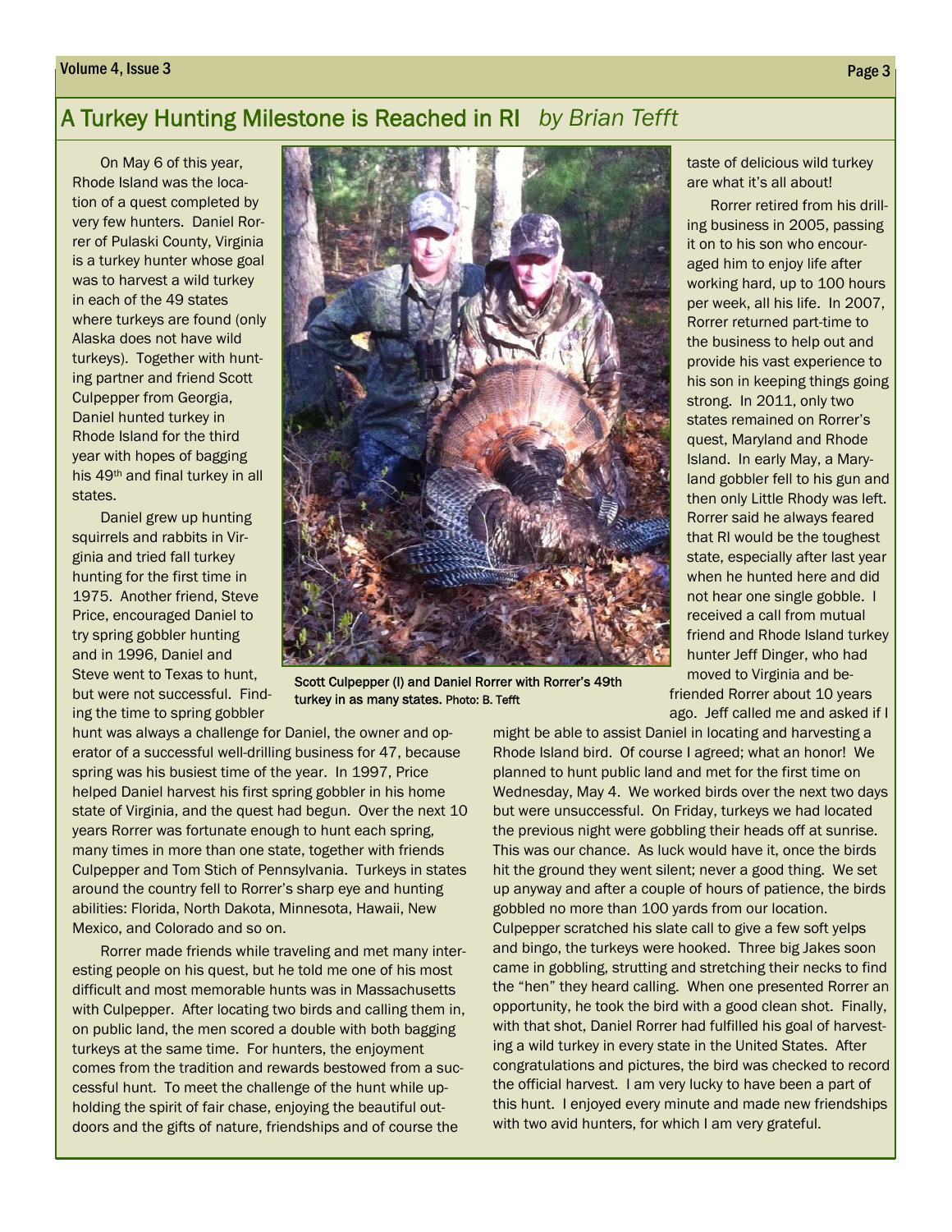## A Turkey Hunting Milestone is Reached in RI *by Brian Tefft*

On May 6 of this year, Rhode Island was the location of a quest completed by very few hunters. Daniel Rorrer of Pulaski County, Virginia is a turkey hunter whose goal was to harvest a wild turkey in each of the 49 states where turkeys are found (only Alaska does not have wild turkeys). Together with hunting partner and friend Scott Culpepper from Georgia, Daniel hunted turkey in Rhode Island for the third year with hopes of bagging his 49th and final turkey in all states.

Daniel grew up hunting squirrels and rabbits in Virginia and tried fall turkey hunting for the first time in 1975. Another friend, Steve Price, encouraged Daniel to try spring gobbler hunting and in 1996, Daniel and Steve went to Texas to hunt, but were not successful. Finding the time to spring gobbler hunt was always a challenge for Daniel, the owner and operator of a successful well-drilling business for 47, because spring was his busiest time of the year. In 1997, Price helped Daniel harvest his first spring gobbler in his home state of Virginia, and the quest had begun. Over the next 10 years Rorrer was fortunate enough to hunt each spring, many times in more than one state, together with friends Culpepper and Tom Stich of Pennsylvania. Turkeys in states around the country fell to Rorrer's sharp eye and hunting abilities: Florida, North Dakota, Minnesota, Hawaii, New Mexico, and Colorado and so on.

Scott Culpepper (l) and Daniel Rorrer with Rorrer's 49th turkey in as many states. Photo: B. Tefft

Rorrer made friends while traveling and met many interesting people on his quest, but he told me one of his most difficult and most memorable hunts was in Massachusetts with Culpepper. After locating two birds and calling them in, on public land, the men scored a double with both bagging turkeys at the same time. For hunters, the enjoyment comes from the tradition and rewards bestowed from a successful hunt. To meet the challenge of the hunt while upholding the spirit of fair chase, enjoying the beautiful outdoors and the gifts of nature, friendships and of course the taste of delicious wild turkey are what it's all about!

Rorrer retired from his drilling business in 2005, passing it on to his son who encouraged him to enjoy life after working hard, up to 100 hours per week, all his life. In 2007, Rorrer returned part-time to the business to help out and provide his vast experience to his son in keeping things going strong. In 2011, only two states remained on Rorrer's quest, Maryland and Rhode Island. In early May, a Maryland gobbler fell to his gun and then only Little Rhody was left. Rorrer said he always feared that RI would be the toughest state, especially after last year when he hunted here and did not hear one single gobble. I received a call from mutual friend and Rhode Island turkey hunter Jeff Dinger, who had moved to Virginia and befriended Rorrer about 10 years ago. Jeff called me and asked if I might be able to assist Daniel in locating and harvesting a Rhode Island bird. Of course I agreed; what an honor! We planned to hunt public land and met for the first time on Wednesday, May 4. We worked birds over the next two days but were unsuccessful. On Friday, turkeys we had located the previous night were gobbling their heads off at sunrise. This was our chance. As luck would have it, once the birds hit the ground they went silent; never a good thing. We set up anyway and after a couple of hours of patience, the birds gobbled no more than 100 yards from our location. Culpepper scratched his slate call to give a few soft yelps and bingo, the turkeys were hooked. Three big Jakes soon came in gobbling, strutting and stretching their necks to find the "hen" they heard calling. When one presented Rorrer an opportunity, he took the bird with a good clean shot. Finally, with that shot, Daniel Rorrer had fulfilled his goal of harvesting a wild turkey in every state in the United States. After congratulations and pictures, the bird was checked to record the official harvest. I am very lucky to have been a part of this hunt. I enjoyed every minute and made new friendships with two avid hunters, for which I am very grateful.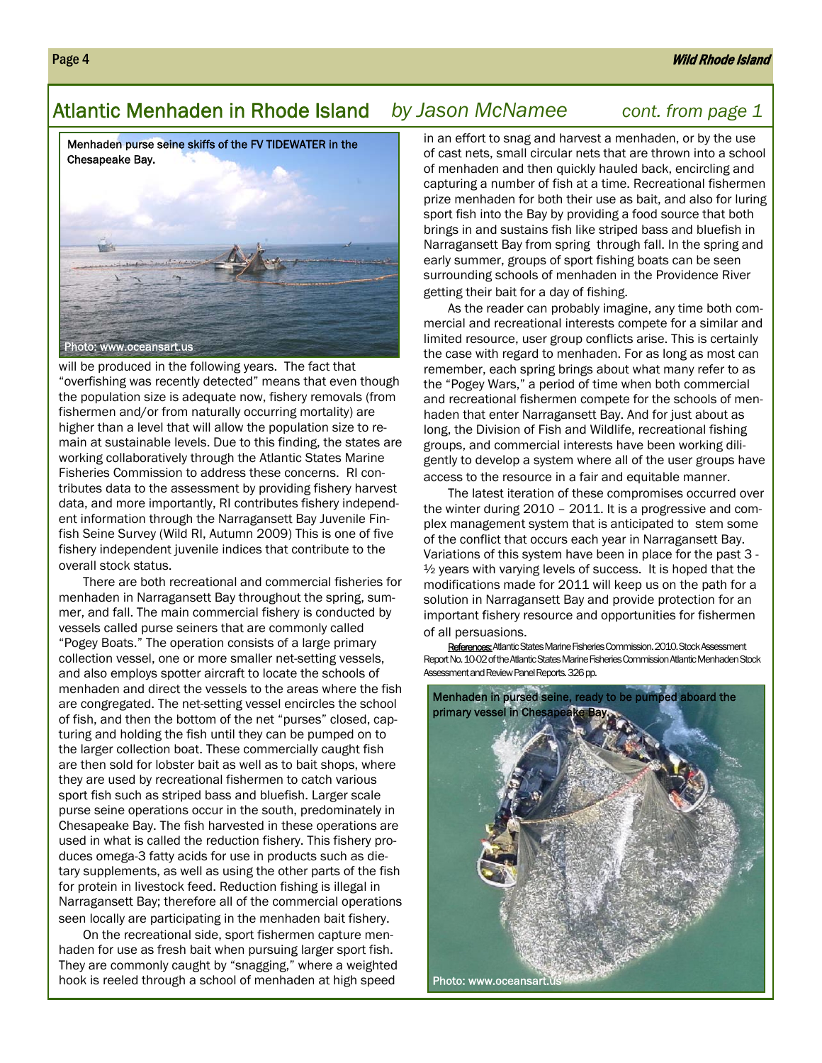## Atlantic Menhaden in Rhode Island *by Jason McNamee* *cont. from page 1*

Menhaden purse seine skiffs of the FV TIDEWATER in the Chesapeake Bay.

Photo: www.oceansart.us

will be produced in the following years. The fact that "overfishing was recently detected" means that even though the population size is adequate now, fishery removals (from fishermen and/or from naturally occurring mortality) are higher than a level that will allow the population size to remain at sustainable levels. Due to this finding, the states are working collaboratively through the Atlantic States Marine Fisheries Commission to address these concerns. RI contributes data to the assessment by providing fishery harvest data, and more importantly, RI contributes fishery independent information through the Narragansett Bay Juvenile Finfish Seine Survey (Wild RI, Autumn 2009) This is one of five fishery independent juvenile indices that contribute to the overall stock status.

There are both recreational and commercial fisheries for menhaden in Narragansett Bay throughout the spring, summer, and fall. The main commercial fishery is conducted by vessels called purse seiners that are commonly called "Pogey Boats." The operation consists of a large primary collection vessel, one or more smaller net-setting vessels, and also employs spotter aircraft to locate the schools of menhaden and direct the vessels to the areas where the fish are congregated. The net-setting vessel encircles the school of fish, and then the bottom of the net "purses" closed, capturing and holding the fish until they can be pumped on to the larger collection boat. These commercially caught fish are then sold for lobster bait as well as to bait shops, where they are used by recreational fishermen to catch various sport fish such as striped bass and bluefish. Larger scale purse seine operations occur in the south, predominately in Chesapeake Bay. The fish harvested in these operations are used in what is called the reduction fishery. This fishery produces omega-3 fatty acids for use in products such as dietary supplements, as well as using the other parts of the fish for protein in livestock feed. Reduction fishing is illegal in Narragansett Bay; therefore all of the commercial operations seen locally are participating in the menhaden bait fishery.

On the recreational side, sport fishermen capture menhaden for use as fresh bait when pursuing larger sport fish. They are commonly caught by "snagging," where a weighted hook is reeled through a school of menhaden at high speed in an effort to snag and harvest a menhaden, or by the use of cast nets, small circular nets that are thrown into a school of menhaden and then quickly hauled back, encircling and capturing a number of fish at a time. Recreational fishermen prize menhaden for both their use as bait, and also for luring sport fish into the Bay by providing a food source that both brings in and sustains fish like striped bass and bluefish in Narragansett Bay from spring through fall. In the spring and early summer, groups of sport fishing boats can be seen surrounding schools of menhaden in the Providence River getting their bait for a day of fishing.

As the reader can probably imagine, any time both commercial and recreational interests compete for a similar and limited resource, user group conflicts arise. This is certainly the case with regard to menhaden. For as long as most can remember, each spring brings about what many refer to as the "Pogey Wars," a period of time when both commercial and recreational fishermen compete for the schools of menhaden that enter Narragansett Bay. And for just about as long, the Division of Fish and Wildlife, recreational fishing groups, and commercial interests have been working diligently to develop a system where all of the user groups have access to the resource in a fair and equitable manner.

The latest iteration of these compromises occurred over the winter during 2010 – 2011. It is a progressive and complex management system that is anticipated to stem some of the conflict that occurs each year in Narragansett Bay. Variations of this system have been in place for the past 3 -½ years with varying levels of success. It is hoped that the modifications made for 2011 will keep us on the path for a solution in Narragansett Bay and provide protection for an important fishery resource and opportunities for fishermen of all persuasions.

References: Atlantic States Marine Fisheries Commission. 2010. Stock Assessment Report No. 10-02 of the Atlantic States Marine Fisheries Commission Atlantic Menhaden Stock Assessment and Review Panel Reports. 326 pp.

Menhaden in pursed seine, ready to be pumped aboard the primary vessel in Chesapeake Bay.

Photo: www.oceansart.us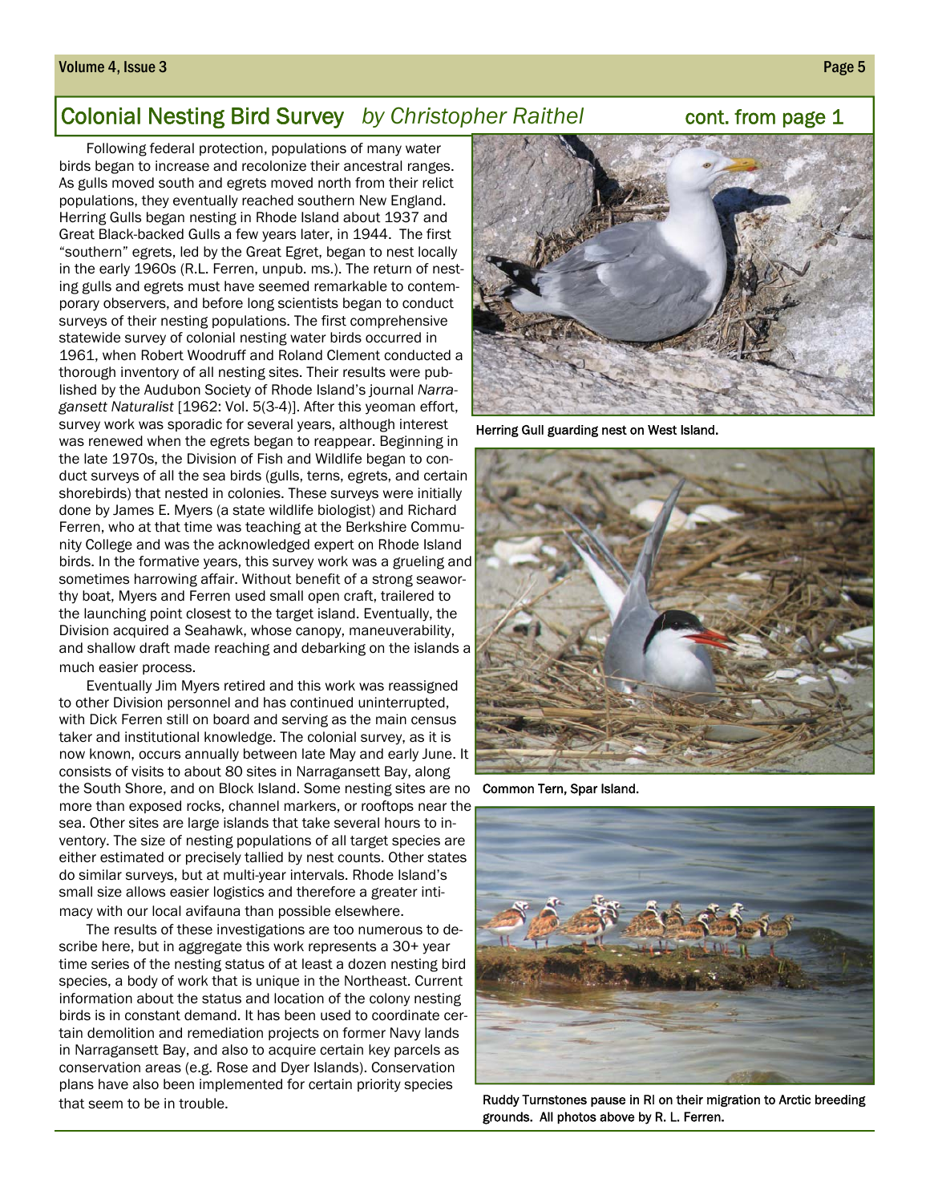## Colonial Nesting Bird Survey *by Christopher Raithel* cont. from page 1

Following federal protection, populations of many water birds began to increase and recolonize their ancestral ranges. As gulls moved south and egrets moved north from their relict populations, they eventually reached southern New England. Herring Gulls began nesting in Rhode Island about 1937 and Great Black-backed Gulls a few years later, in 1944. The first "southern" egrets, led by the Great Egret, began to nest locally in the early 1960s (R.L. Ferren, unpub. ms.). The return of nesting gulls and egrets must have seemed remarkable to contemporary observers, and before long scientists began to conduct surveys of their nesting populations. The first comprehensive statewide survey of colonial nesting water birds occurred in 1961, when Robert Woodruff and Roland Clement conducted a thorough inventory of all nesting sites. Their results were published by the Audubon Society of Rhode Island's journal *Narragansett Naturalist* [1962: Vol. 5(3-4)]. After this yeoman effort, survey work was sporadic for several years, although interest was renewed when the egrets began to reappear. Beginning in the late 1970s, the Division of Fish and Wildlife began to conduct surveys of all the sea birds (gulls, terns, egrets, and certain shorebirds) that nested in colonies. These surveys were initially done by James E. Myers (a state wildlife biologist) and Richard Ferren, who at that time was teaching at the Berkshire Community College and was the acknowledged expert on Rhode Island birds. In the formative years, this survey work was a grueling and sometimes harrowing affair. Without benefit of a strong seaworthy boat, Myers and Ferren used small open craft, trailered to the launching point closest to the target island. Eventually, the Division acquired a Seahawk, whose canopy, maneuverability, and shallow draft made reaching and debarking on the islands a much easier process.

Eventually Jim Myers retired and this work was reassigned to other Division personnel and has continued uninterrupted, with Dick Ferren still on board and serving as the main census taker and institutional knowledge. The colonial survey, as it is now known, occurs annually between late May and early June. It consists of visits to about 80 sites in Narragansett Bay, along the South Shore, and on Block Island. Some nesting sites are no more than exposed rocks, channel markers, or rooftops near the sea. Other sites are large islands that take several hours to inventory. The size of nesting populations of all target species are either estimated or precisely tallied by nest counts. Other states do similar surveys, but at multi-year intervals. Rhode Island's small size allows easier logistics and therefore a greater intimacy with our local avifauna than possible elsewhere.

The results of these investigations are too numerous to describe here, but in aggregate this work represents a 30+ year time series of the nesting status of at least a dozen nesting bird species, a body of work that is unique in the Northeast. Current information about the status and location of the colony nesting birds is in constant demand. It has been used to coordinate certain demolition and remediation projects on former Navy lands in Narragansett Bay, and also to acquire certain key parcels as conservation areas (e.g. Rose and Dyer Islands). Conservation plans have also been implemented for certain priority species that seem to be in trouble.

**Herring Gull guarding nest on West Island.**

**Common Tern, Spar Island.**

**Ruddy Turnstones pause in RI on their migration to Arctic breeding grounds. All photos above by R. L. Ferren.**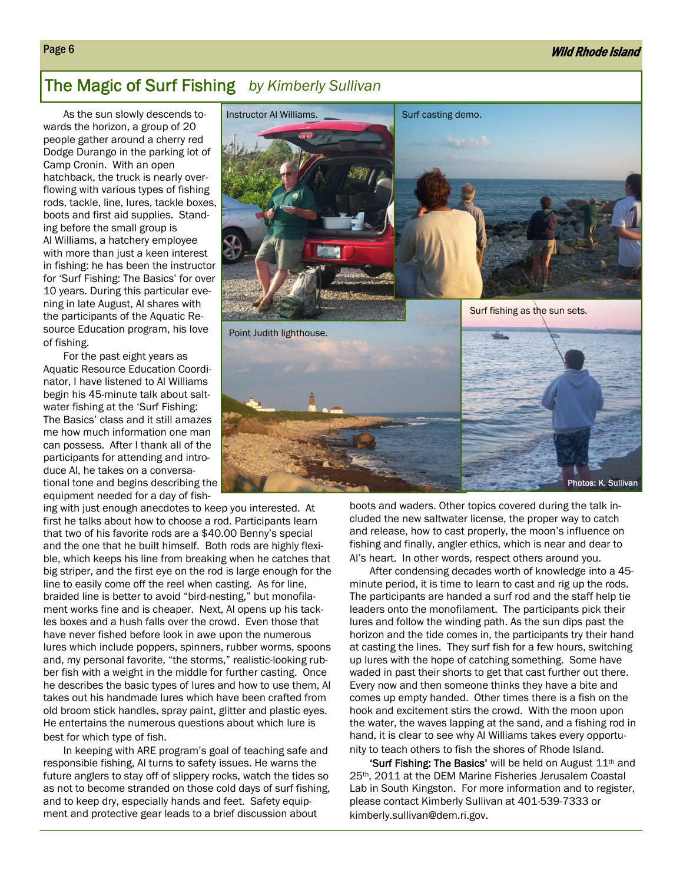# The Magic of Surf Fishing *by Kimberly Sullivan*

As the sun slowly descends towards the horizon, a group of 20 people gather around a cherry red Dodge Durango in the parking lot of Camp Cronin. With an open hatchback, the truck is nearly overflowing with various types of fishing rods, tackle, line, lures, tackle boxes, boots and first aid supplies. Standing before the small group is Al Williams, a hatchery employee with more than just a keen interest in fishing: he has been the instructor for 'Surf Fishing: The Basics' for over 10 years. During this particular evening in late August, Al shares with the participants of the Aquatic Resource Education program, his love of fishing.

For the past eight years as Aquatic Resource Education Coordinator, I have listened to Al Williams begin his 45-minute talk about saltwater fishing at the 'Surf Fishing: The Basics' class and it still amazes me how much information one man can possess. After I thank all of the participants for attending and introduce Al, he takes on a conversational tone and begins describing the equipment needed for a day of fishing with just enough anecdotes to keep you interested. At first he talks about how to choose a rod. Participants learn that two of his favorite rods are a $40.00 Benny's special and the one that he built himself. Both rods are highly flexible, which keeps his line from breaking when he catches that big striper, and the first eye on the rod is large enough for the line to easily come off the reel when casting. As for line, braided line is better to avoid "bird-nesting," but monofilament works fine and is cheaper. Next, Al opens up his tackles boxes and a hush falls over the crowd. Even those that have never fished before look in awe upon the numerous lures which include poppers, spinners, rubber worms, spoons and, my personal favorite, "the storms," realistic-looking rubber fish with a weight in the middle for further casting. Once he describes the basic types of lures and how to use them, Al takes out his handmade lures which have been crafted from old broom stick handles, spray paint, glitter and plastic eyes. He entertains the numerous questions about which lure is best for which type of fish.

In keeping with ARE program's goal of teaching safe and responsible fishing, Al turns to safety issues. He warns the future anglers to stay off of slippery rocks, watch the tides so as not to become stranded on those cold days of surf fishing, and to keep dry, especially hands and feet. Safety equipment and protective gear leads to a brief discussion about boots and waders. Other topics covered during the talk included the new saltwater license, the proper way to catch and release, how to cast properly, the moon's influence on fishing and finally, angler ethics, which is near and dear to Al's heart. In other words, respect others around you.

After condensing decades worth of knowledge into a 45-minute period, it is time to learn to cast and rig up the rods. The participants are handed a surf rod and the staff help tie leaders onto the monofilament. The participants pick their lures and follow the winding path. As the sun dips past the horizon and the tide comes in, the participants try their hand at casting the lines. They surf fish for a few hours, switching up lures with the hope of catching something. Some have waded in past their shorts to get that cast further out there. Every now and then someone thinks they have a bite and comes up empty handed. Other times there is a fish on the hook and excitement stirs the crowd. With the moon upon the water, the waves lapping at the sand, and a fishing rod in hand, it is clear to see why Al Williams takes every opportunity to teach others to fish the shores of Rhode Island.

**'Surf Fishing: The Basics'** will be held on August 11th and 25th, 2011 at the DEM Marine Fisheries Jerusalem Coastal Lab in South Kingston. For more information and to register, please contact Kimberly Sullivan at 401-539-7333 or kimberly.sullivan@dem.ri.gov.

Instructor Al Williams.

Surf casting demo.

Point Judith lighthouse.

Surf fishing as the sun sets.

Photos: K. Sullivan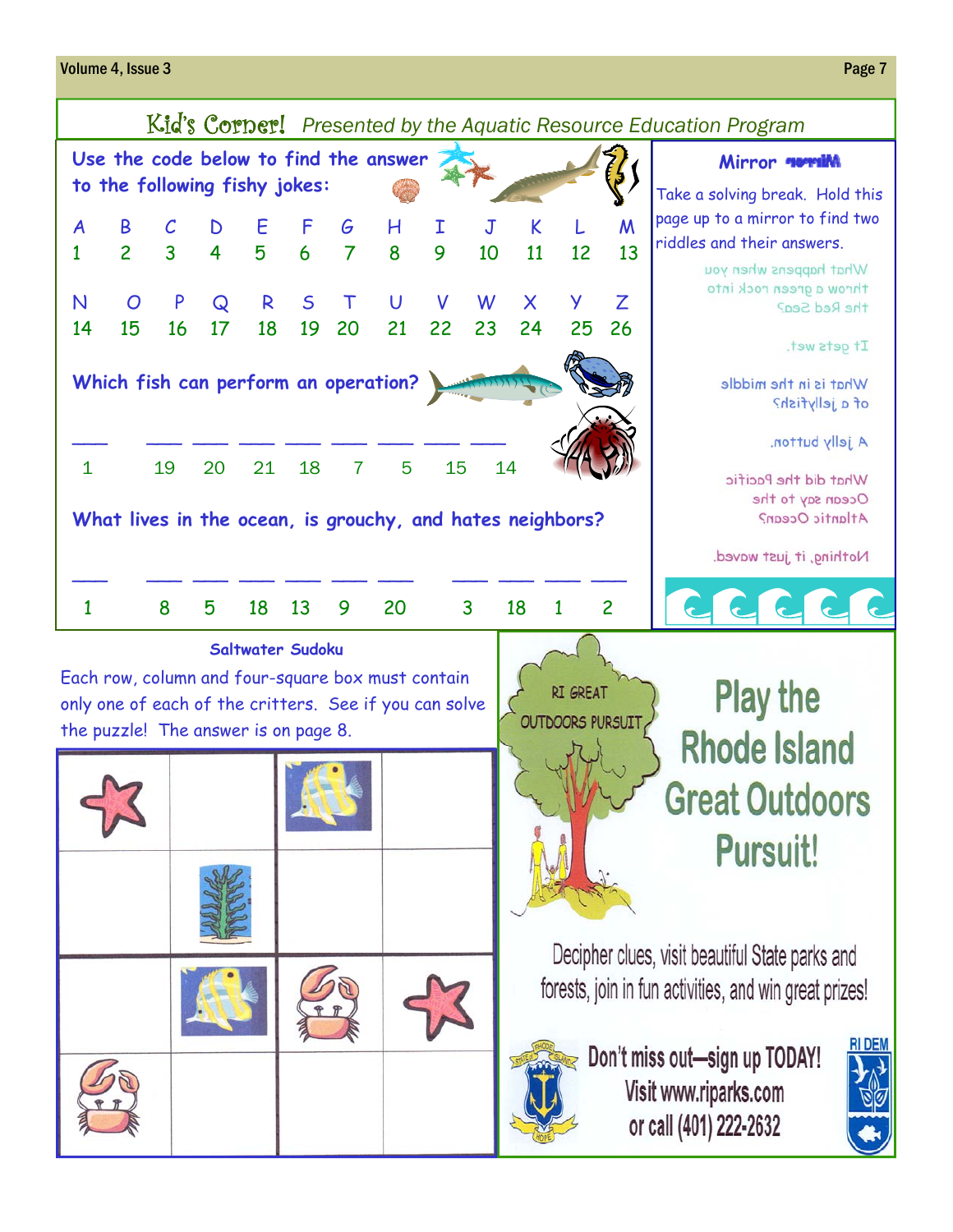# Kid's Corner! *Presented by the Aquatic Resource Education Program*

**Use the code below to find the answer to the following fishy jokes:**

| A | B | C | D | E | F | G | H | I | J | K | L | M |
|---|---|---|---|---|---|---|---|---|---|---|---|---|
| 1 | 2 | 3 | 4 | 5 | 6 | 7 | 8 | 9 | 10 | 11 | 12 | 13 |

| N | O | P | Q | R | S | T | U | V | W | X | Y | Z |
|---|---|---|---|---|---|---|---|---|---|---|---|---|
| 14 | 15 | 16 | 17 | 18 | 19 | 20 | 21 | 22 | 23 | 24 | 25 | 26 |

**Which fish can perform an operation?**

\_\_\_ &nbsp; \_\_\_ \_\_\_ \_\_\_ \_\_\_ \_\_\_ \_\_\_ \_\_\_ \_\_\_

1 &nbsp; 19 20 21 18 7 5 15 14

**What lives in the ocean, is grouchy, and hates neighbors?**

\_\_\_ &nbsp; \_\_\_ \_\_\_ \_\_\_ \_\_\_ \_\_\_ \_\_\_ &nbsp; \_\_\_ \_\_\_ \_\_\_ \_\_\_

1 &nbsp; 8 5 18 13 9 20 &nbsp; 3 18 1 2

## Mirror Mirror

Take a solving break. Hold this page up to a mirror to find two riddles and their answers.

What happens when you throw a green rock into the Red Sea?

It gets wet.

What is in the middle of a jellyfish?

A jelly button.

What did the Pacific Ocean say to the Atlantic Ocean?

Nothing, it just waved.

## Saltwater Sudoku

Each row, column and four-square box must contain only one of each of the critters. See if you can solve the puzzle! The answer is on page 8.

| | | | |
|---|---|---|---|
| Starfish | | Butterflyfish | |
| | Seaweed | | |
| | Butterflyfish | Crab | Starfish |
| Crab | | | |

## Play the Rhode Island Great Outdoors Pursuit!

RI GREAT OUTDOORS PURSUIT

Decipher clues, visit beautiful State parks and forests, join in fun activities, and win great prizes!

**Don't miss out—sign up TODAY!**
**Visit www.riparks.com**
**or call (401) 222-2632**

RI DEM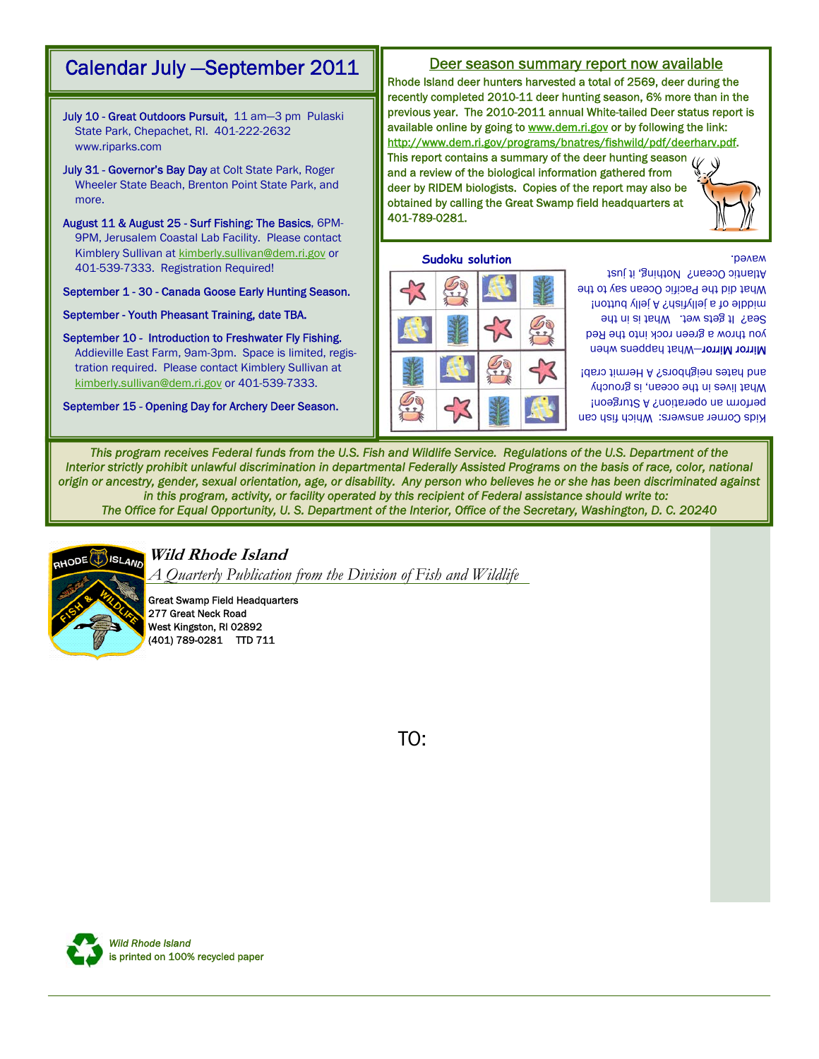## Calendar July —September 2011

**July 10 - Great Outdoors Pursuit,** 11 am—3 pm Pulaski State Park, Chepachet, RI. 401-222-2632 www.riparks.com

**July 31 - Governor's Bay Day** at Colt State Park, Roger Wheeler State Beach, Brenton Point State Park, and more.

**August 11 & August 25 - Surf Fishing: The Basics**, 6PM-9PM, Jerusalem Coastal Lab Facility. Please contact Kimblery Sullivan at kimberly.sullivan@dem.ri.gov or 401-539-7333. Registration Required!

**September 1 - 30 - Canada Goose Early Hunting Season.**

**September - Youth Pheasant Training, date TBA.**

**September 10 - Introduction to Freshwater Fly Fishing.** Addieville East Farm, 9am-3pm. Space is limited, registration required. Please contact Kimblery Sullivan at kimberly.sullivan@dem.ri.gov or 401-539-7333.

**September 15 - Opening Day for Archery Deer Season.**

## Deer season summary report now available

Rhode Island deer hunters harvested a total of 2569, deer during the recently completed 2010-11 deer hunting season, 6% more than in the previous year. The 2010-2011 annual White-tailed Deer status report is available online by going to www.dem.ri.gov or by following the link: http://www.dem.ri.gov/programs/bnatres/fishwild/pdf/deerharv.pdf. This report contains a summary of the deer hunting season and a review of the biological information gathered from deer by RIDEM biologists. Copies of the report may also be obtained by calling the Great Swamp field headquarters at 401-789-0281.

### Sudoku solution

| | | | |
|---|---|---|---|
| starfish | crab | fish | seaweed |
| fish | seaweed | starfish | crab |
| seaweed | fish | crab | starfish |
| crab | starfish | seaweed | fish |

Kids Corner answers: Which fish can perform an operation? A Sturgeon! What lives in the ocean, is grouchy and hates neighbors? A Hermit crab!

**Mirror Mirror**—What happens when you throw a green rock into the Red Sea? It gets wet. What is in the middle of a jellyfish? A jelly button! What did the Pacific Ocean say to the Atlantic Ocean? Nothing, it just waved.

*This program receives Federal funds from the U.S. Fish and Wildlife Service. Regulations of the U.S. Department of the Interior strictly prohibit unlawful discrimination in departmental Federally Assisted Programs on the basis of race, color, national origin or ancestry, gender, sexual orientation, age, or disability. Any person who believes he or she has been discriminated against in this program, activity, or facility operated by this recipient of Federal assistance should write to: The Office for Equal Opportunity, U. S. Department of the Interior, Office of the Secretary, Washington, D. C. 20240*

**Wild Rhode Island**

*A Quarterly Publication from the Division of Fish and Wildlife*

Great Swamp Field Headquarters
277 Great Neck Road
West Kingston, RI 02892
(401) 789-0281 TTD 711

TO:

*Wild Rhode Island* is printed on 100% recycled paper